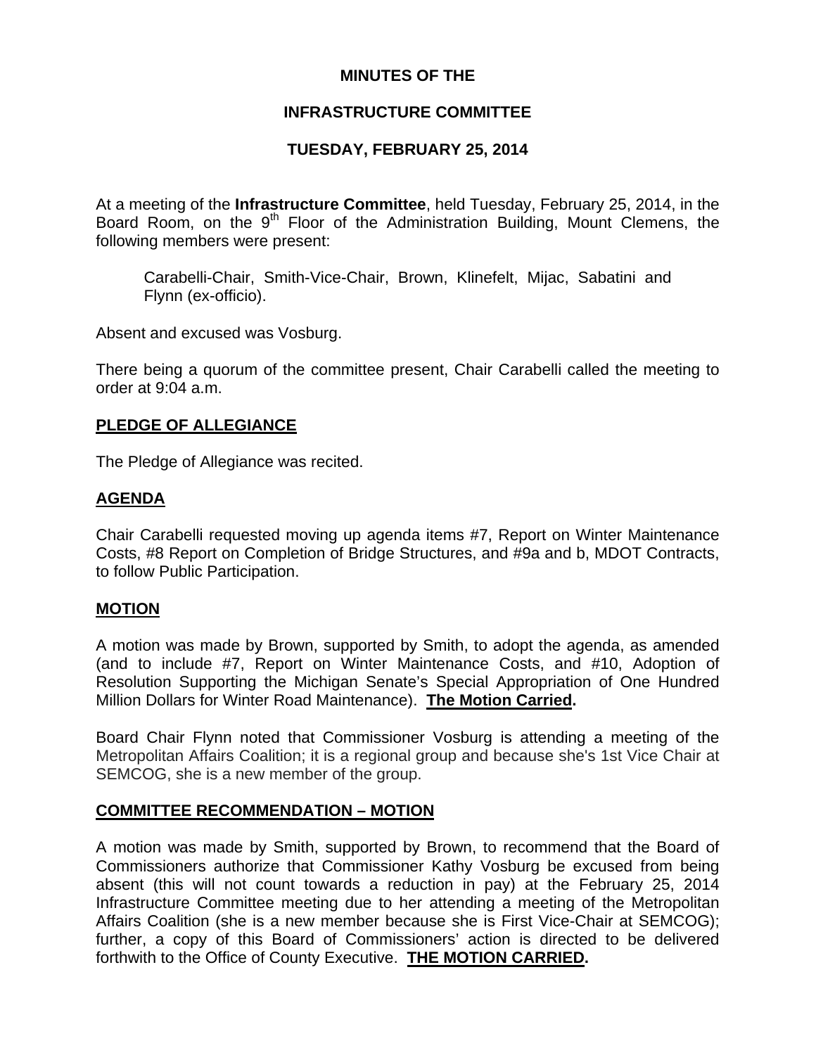**MINUTES OF THE**

**INFRASTRUCTURE COMMITTEE**

**TUESDAY, FEBRUARY 25, 2014**

At a meeting of the **Infrastructure Committee**, held Tuesday, February 25, 2014, in the Board Room, on the 9th Floor of the Administration Building, Mount Clemens, the following members were present:

Carabelli-Chair, Smith-Vice-Chair, Brown, Klinefelt, Mijac, Sabatini and Flynn (ex-officio).

Absent and excused was Vosburg.

There being a quorum of the committee present, Chair Carabelli called the meeting to order at 9:04 a.m.

## PLEDGE OF ALLEGIANCE

The Pledge of Allegiance was recited.

## AGENDA

Chair Carabelli requested moving up agenda items #7, Report on Winter Maintenance Costs, #8 Report on Completion of Bridge Structures, and #9a and b, MDOT Contracts, to follow Public Participation.

## MOTION

A motion was made by Brown, supported by Smith, to adopt the agenda, as amended (and to include #7, Report on Winter Maintenance Costs, and #10, Adoption of Resolution Supporting the Michigan Senate's Special Appropriation of One Hundred Million Dollars for Winter Road Maintenance). **The Motion Carried.**

Board Chair Flynn noted that Commissioner Vosburg is attending a meeting of the Metropolitan Affairs Coalition; it is a regional group and because she's 1st Vice Chair at SEMCOG, she is a new member of the group.

## COMMITTEE RECOMMENDATION – MOTION

A motion was made by Smith, supported by Brown, to recommend that the Board of Commissioners authorize that Commissioner Kathy Vosburg be excused from being absent (this will not count towards a reduction in pay) at the February 25, 2014 Infrastructure Committee meeting due to her attending a meeting of the Metropolitan Affairs Coalition (she is a new member because she is First Vice-Chair at SEMCOG); further, a copy of this Board of Commissioners' action is directed to be delivered forthwith to the Office of County Executive. **THE MOTION CARRIED.**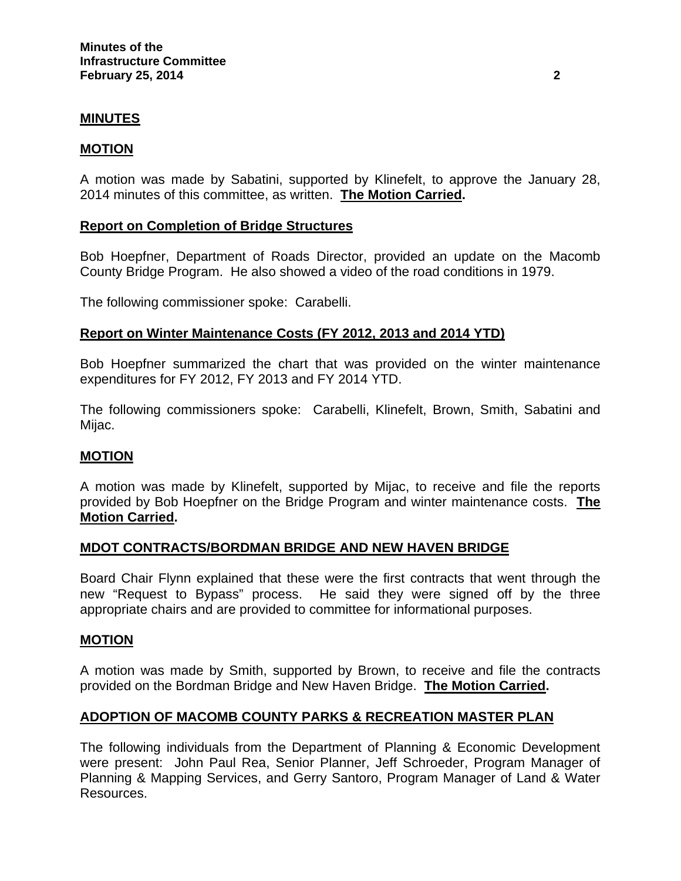## MINUTES

### MOTION

A motion was made by Sabatini, supported by Klinefelt, to approve the January 28, 2014 minutes of this committee, as written. **The Motion Carried.**

### Report on Completion of Bridge Structures

Bob Hoepfner, Department of Roads Director, provided an update on the Macomb County Bridge Program. He also showed a video of the road conditions in 1979.

The following commissioner spoke: Carabelli.

### Report on Winter Maintenance Costs (FY 2012, 2013 and 2014 YTD)

Bob Hoepfner summarized the chart that was provided on the winter maintenance expenditures for FY 2012, FY 2013 and FY 2014 YTD.

The following commissioners spoke: Carabelli, Klinefelt, Brown, Smith, Sabatini and Mijac.

### MOTION

A motion was made by Klinefelt, supported by Mijac, to receive and file the reports provided by Bob Hoepfner on the Bridge Program and winter maintenance costs. **The Motion Carried.**

### MDOT CONTRACTS/BORDMAN BRIDGE AND NEW HAVEN BRIDGE

Board Chair Flynn explained that these were the first contracts that went through the new "Request to Bypass" process. He said they were signed off by the three appropriate chairs and are provided to committee for informational purposes.

### MOTION

A motion was made by Smith, supported by Brown, to receive and file the contracts provided on the Bordman Bridge and New Haven Bridge. **The Motion Carried.**

### ADOPTION OF MACOMB COUNTY PARKS & RECREATION MASTER PLAN

The following individuals from the Department of Planning & Economic Development were present: John Paul Rea, Senior Planner, Jeff Schroeder, Program Manager of Planning & Mapping Services, and Gerry Santoro, Program Manager of Land & Water Resources.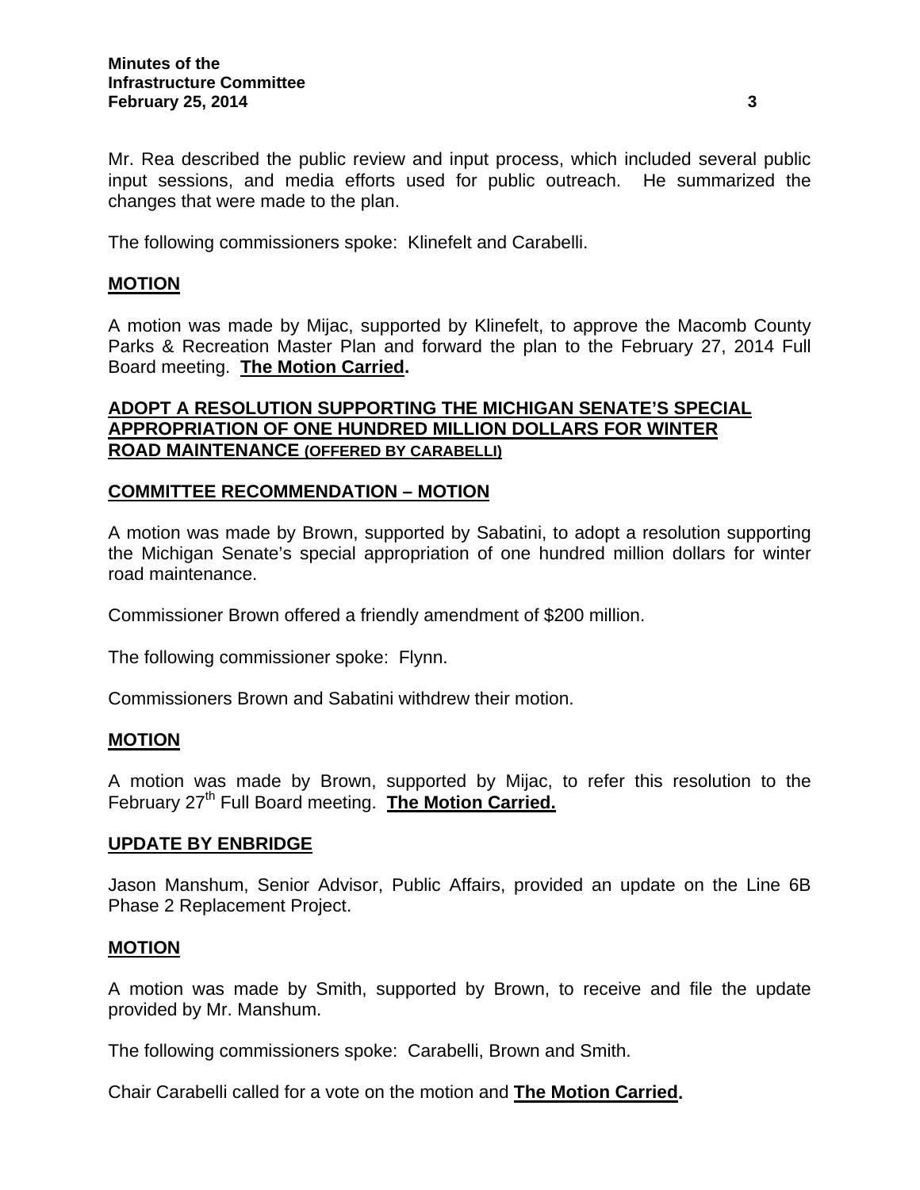Mr. Rea described the public review and input process, which included several public input sessions, and media efforts used for public outreach. He summarized the changes that were made to the plan.

The following commissioners spoke: Klinefelt and Carabelli.

**MOTION**

A motion was made by Mijac, supported by Klinefelt, to approve the Macomb County Parks & Recreation Master Plan and forward the plan to the February 27, 2014 Full Board meeting. **The Motion Carried.**

**ADOPT A RESOLUTION SUPPORTING THE MICHIGAN SENATE'S SPECIAL APPROPRIATION OF ONE HUNDRED MILLION DOLLARS FOR WINTER ROAD MAINTENANCE (OFFERED BY CARABELLI)**

**COMMITTEE RECOMMENDATION – MOTION**

A motion was made by Brown, supported by Sabatini, to adopt a resolution supporting the Michigan Senate's special appropriation of one hundred million dollars for winter road maintenance.

Commissioner Brown offered a friendly amendment of $200 million.

The following commissioner spoke: Flynn.

Commissioners Brown and Sabatini withdrew their motion.

**MOTION**

A motion was made by Brown, supported by Mijac, to refer this resolution to the February 27th Full Board meeting. **The Motion Carried.**

**UPDATE BY ENBRIDGE**

Jason Manshum, Senior Advisor, Public Affairs, provided an update on the Line 6B Phase 2 Replacement Project.

**MOTION**

A motion was made by Smith, supported by Brown, to receive and file the update provided by Mr. Manshum.

The following commissioners spoke: Carabelli, Brown and Smith.

Chair Carabelli called for a vote on the motion and **The Motion Carried.**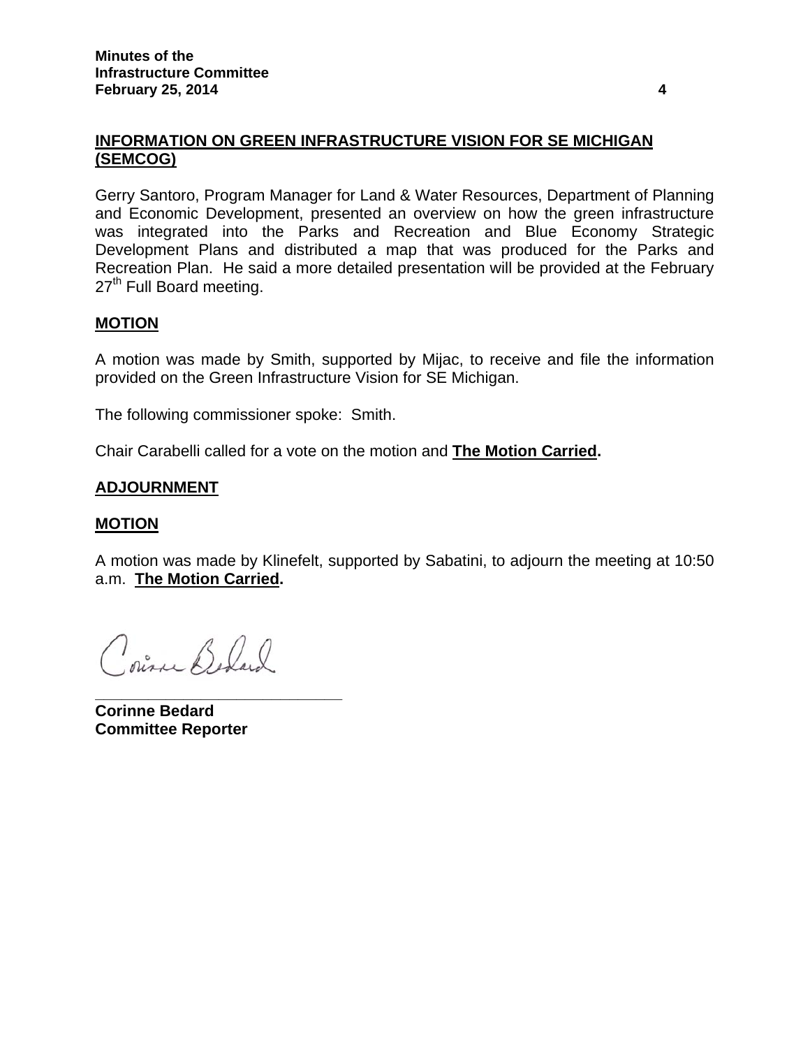**INFORMATION ON GREEN INFRASTRUCTURE VISION FOR SE MICHIGAN (SEMCOG)**

Gerry Santoro, Program Manager for Land & Water Resources, Department of Planning and Economic Development, presented an overview on how the green infrastructure was integrated into the Parks and Recreation and Blue Economy Strategic Development Plans and distributed a map that was produced for the Parks and Recreation Plan. He said a more detailed presentation will be provided at the February 27th Full Board meeting.

**MOTION**

A motion was made by Smith, supported by Mijac, to receive and file the information provided on the Green Infrastructure Vision for SE Michigan.

The following commissioner spoke: Smith.

Chair Carabelli called for a vote on the motion and **The Motion Carried.**

**ADJOURNMENT**

**MOTION**

A motion was made by Klinefelt, supported by Sabatini, to adjourn the meeting at 10:50 a.m. **The Motion Carried.**

\_\_\_\_\_\_\_\_\_\_\_\_\_\_\_\_\_\_\_\_\_\_\_\_\_\_\_\_\_\_

**Corinne Bedard**
**Committee Reporter**